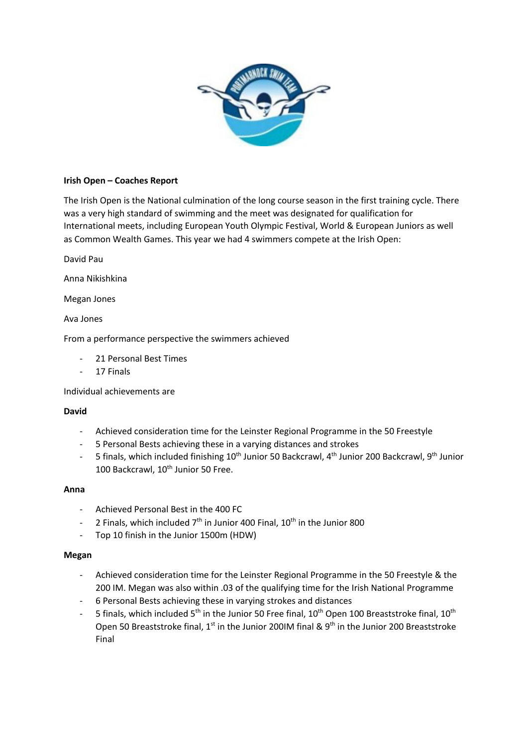**Irish Open – Coaches Report**

The Irish Open is the National culmination of the long course season in the first training cycle. There was a very high standard of swimming and the meet was designated for qualification for International meets, including European Youth Olympic Festival, World & European Juniors as well as Common Wealth Games. This year we had 4 swimmers compete at the Irish Open:

David Pau

Anna Nikishkina

Megan Jones

Ava Jones

From a performance perspective the swimmers achieved

- 21 Personal Best Times
- 17 Finals

Individual achievements are

**David**

- Achieved consideration time for the Leinster Regional Programme in the 50 Freestyle
- 5 Personal Bests achieving these in a varying distances and strokes
- 5 finals, which included finishing 10th Junior 50 Backcrawl, 4th Junior 200 Backcrawl, 9th Junior 100 Backcrawl, 10th Junior 50 Free.

**Anna**

- Achieved Personal Best in the 400 FC
- 2 Finals, which included 7th in Junior 400 Final, 10th in the Junior 800
- Top 10 finish in the Junior 1500m (HDW)

**Megan**

- Achieved consideration time for the Leinster Regional Programme in the 50 Freestyle & the 200 IM. Megan was also within .03 of the qualifying time for the Irish National Programme
- 6 Personal Bests achieving these in varying strokes and distances
- 5 finals, which included 5th in the Junior 50 Free final, 10th Open 100 Breaststroke final, 10th Open 50 Breaststroke final, 1st in the Junior 200IM final & 9th in the Junior 200 Breaststroke Final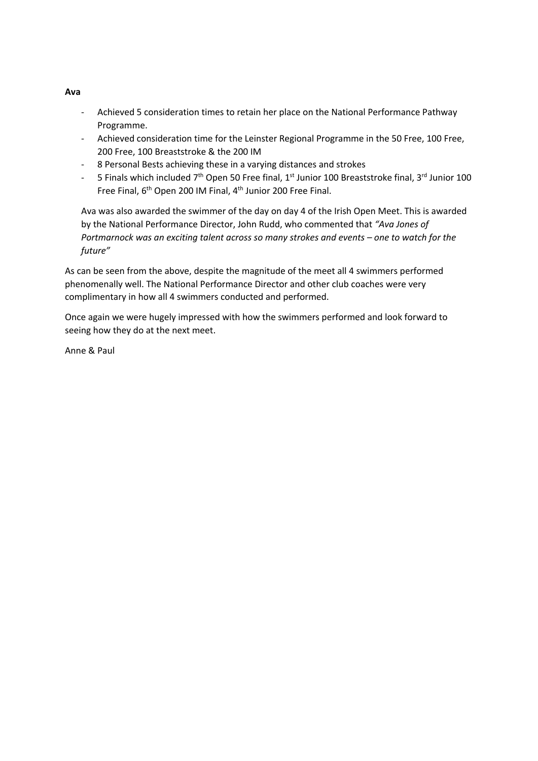**Ava**

- Achieved 5 consideration times to retain her place on the National Performance Pathway Programme.
- Achieved consideration time for the Leinster Regional Programme in the 50 Free, 100 Free, 200 Free, 100 Breaststroke & the 200 IM
- 8 Personal Bests achieving these in a varying distances and strokes
- 5 Finals which included 7th Open 50 Free final, 1st Junior 100 Breaststroke final, 3rd Junior 100 Free Final, 6th Open 200 IM Final, 4th Junior 200 Free Final.

  Ava was also awarded the swimmer of the day on day 4 of the Irish Open Meet. This is awarded by the National Performance Director, John Rudd, who commented that *"Ava Jones of Portmarnock was an exciting talent across so many strokes and events – one to watch for the future"*

As can be seen from the above, despite the magnitude of the meet all 4 swimmers performed phenomenally well. The National Performance Director and other club coaches were very complimentary in how all 4 swimmers conducted and performed.

Once again we were hugely impressed with how the swimmers performed and look forward to seeing how they do at the next meet.

Anne & Paul